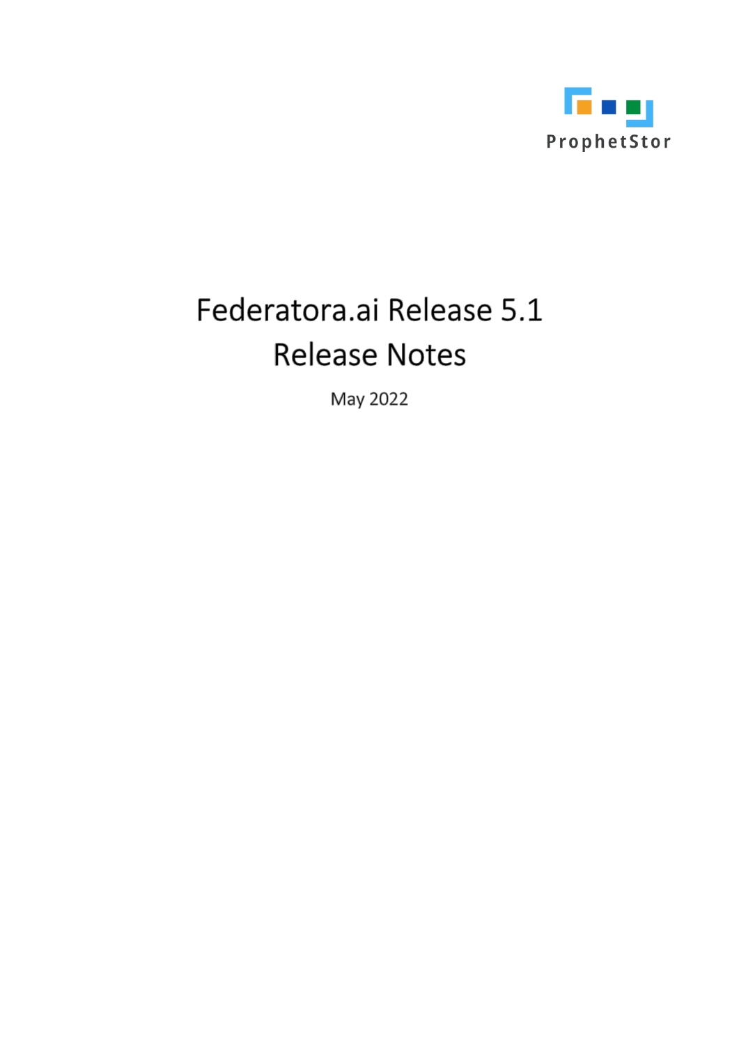ProphetStor

# Federatora.ai Release 5.1 Release Notes

May 2022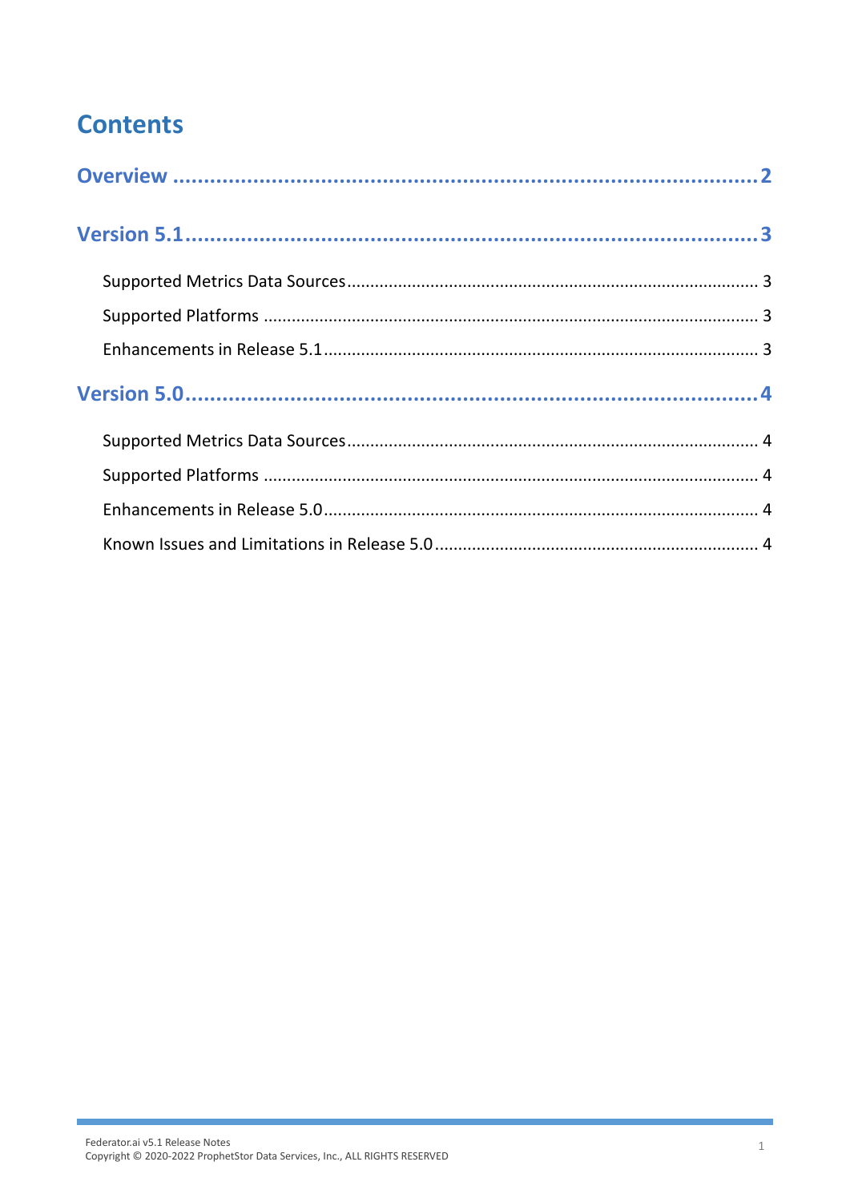# Contents

**Overview** ........................................................................................ 2

**Version 5.1** ........................................................................................ 3

- Supported Metrics Data Sources ........................................................................ 3
- Supported Platforms ........................................................................................ 3
- Enhancements in Release 5.1 ............................................................................ 3

**Version 5.0** ........................................................................................ 4

- Supported Metrics Data Sources ........................................................................ 4
- Supported Platforms ........................................................................................ 4
- Enhancements in Release 5.0 ............................................................................ 4
- Known Issues and Limitations in Release 5.0 ..................................................... 4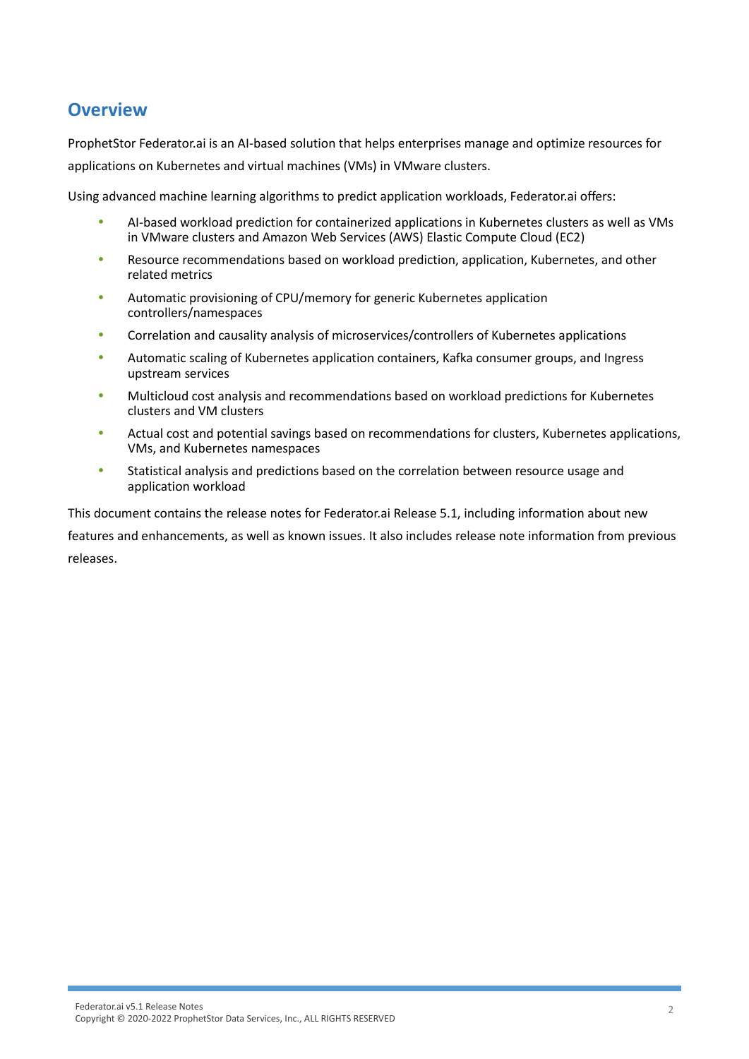## Overview

ProphetStor Federator.ai is an AI-based solution that helps enterprises manage and optimize resources for applications on Kubernetes and virtual machines (VMs) in VMware clusters.

Using advanced machine learning algorithms to predict application workloads, Federator.ai offers:

- AI-based workload prediction for containerized applications in Kubernetes clusters as well as VMs in VMware clusters and Amazon Web Services (AWS) Elastic Compute Cloud (EC2)
- Resource recommendations based on workload prediction, application, Kubernetes, and other related metrics
- Automatic provisioning of CPU/memory for generic Kubernetes application controllers/namespaces
- Correlation and causality analysis of microservices/controllers of Kubernetes applications
- Automatic scaling of Kubernetes application containers, Kafka consumer groups, and Ingress upstream services
- Multicloud cost analysis and recommendations based on workload predictions for Kubernetes clusters and VM clusters
- Actual cost and potential savings based on recommendations for clusters, Kubernetes applications, VMs, and Kubernetes namespaces
- Statistical analysis and predictions based on the correlation between resource usage and application workload

This document contains the release notes for Federator.ai Release 5.1, including information about new features and enhancements, as well as known issues. It also includes release note information from previous releases.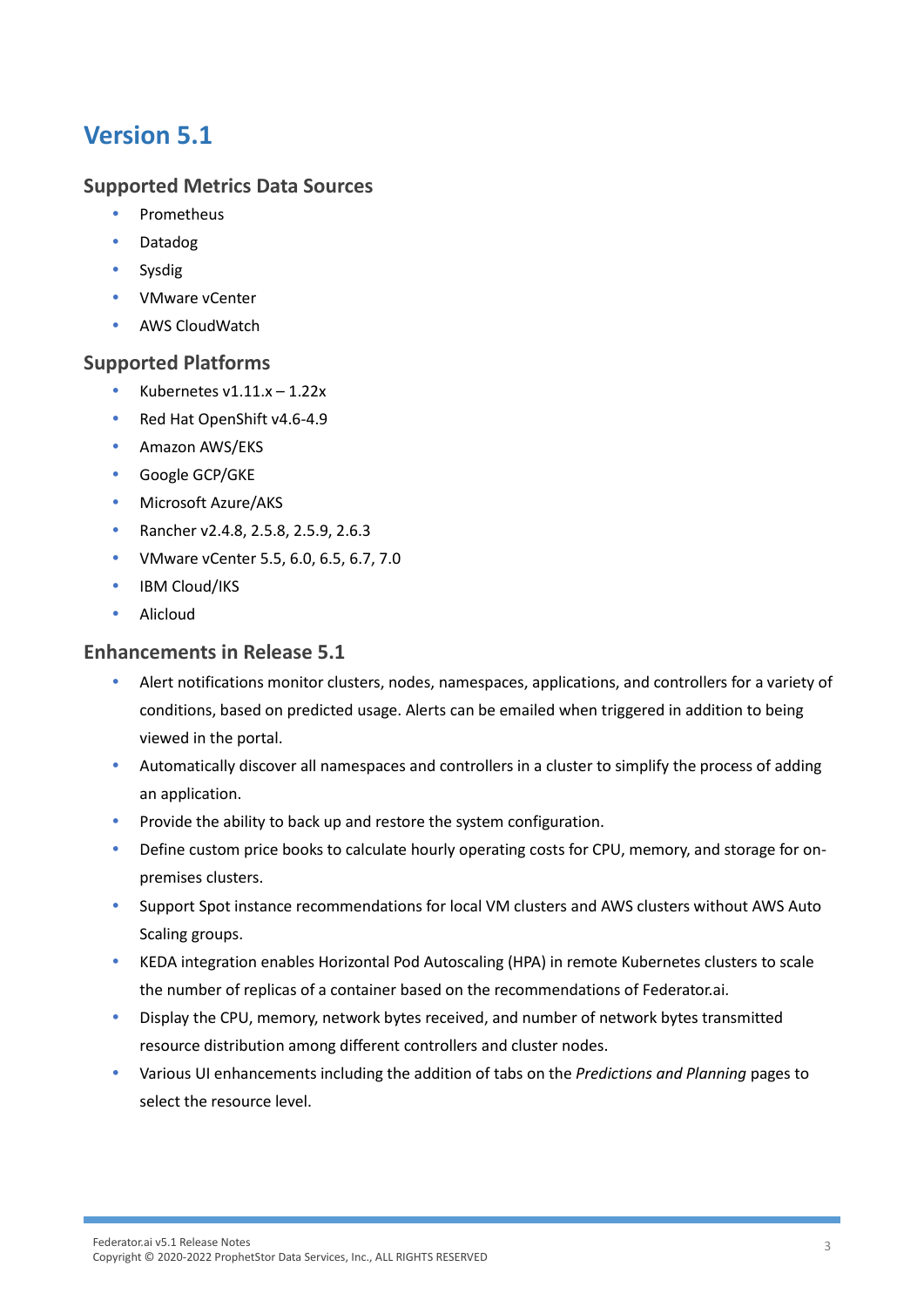# Version 5.1

## Supported Metrics Data Sources

- Prometheus
- Datadog
- Sysdig
- VMware vCenter
- AWS CloudWatch

## Supported Platforms

- Kubernetes v1.11.x – 1.22x
- Red Hat OpenShift v4.6-4.9
- Amazon AWS/EKS
- Google GCP/GKE
- Microsoft Azure/AKS
- Rancher v2.4.8, 2.5.8, 2.5.9, 2.6.3
- VMware vCenter 5.5, 6.0, 6.5, 6.7, 7.0
- IBM Cloud/IKS
- Alicloud

## Enhancements in Release 5.1

- Alert notifications monitor clusters, nodes, namespaces, applications, and controllers for a variety of conditions, based on predicted usage. Alerts can be emailed when triggered in addition to being viewed in the portal.
- Automatically discover all namespaces and controllers in a cluster to simplify the process of adding an application.
- Provide the ability to back up and restore the system configuration.
- Define custom price books to calculate hourly operating costs for CPU, memory, and storage for on-premises clusters.
- Support Spot instance recommendations for local VM clusters and AWS clusters without AWS Auto Scaling groups.
- KEDA integration enables Horizontal Pod Autoscaling (HPA) in remote Kubernetes clusters to scale the number of replicas of a container based on the recommendations of Federator.ai.
- Display the CPU, memory, network bytes received, and number of network bytes transmitted resource distribution among different controllers and cluster nodes.
- Various UI enhancements including the addition of tabs on the *Predictions and Planning* pages to select the resource level.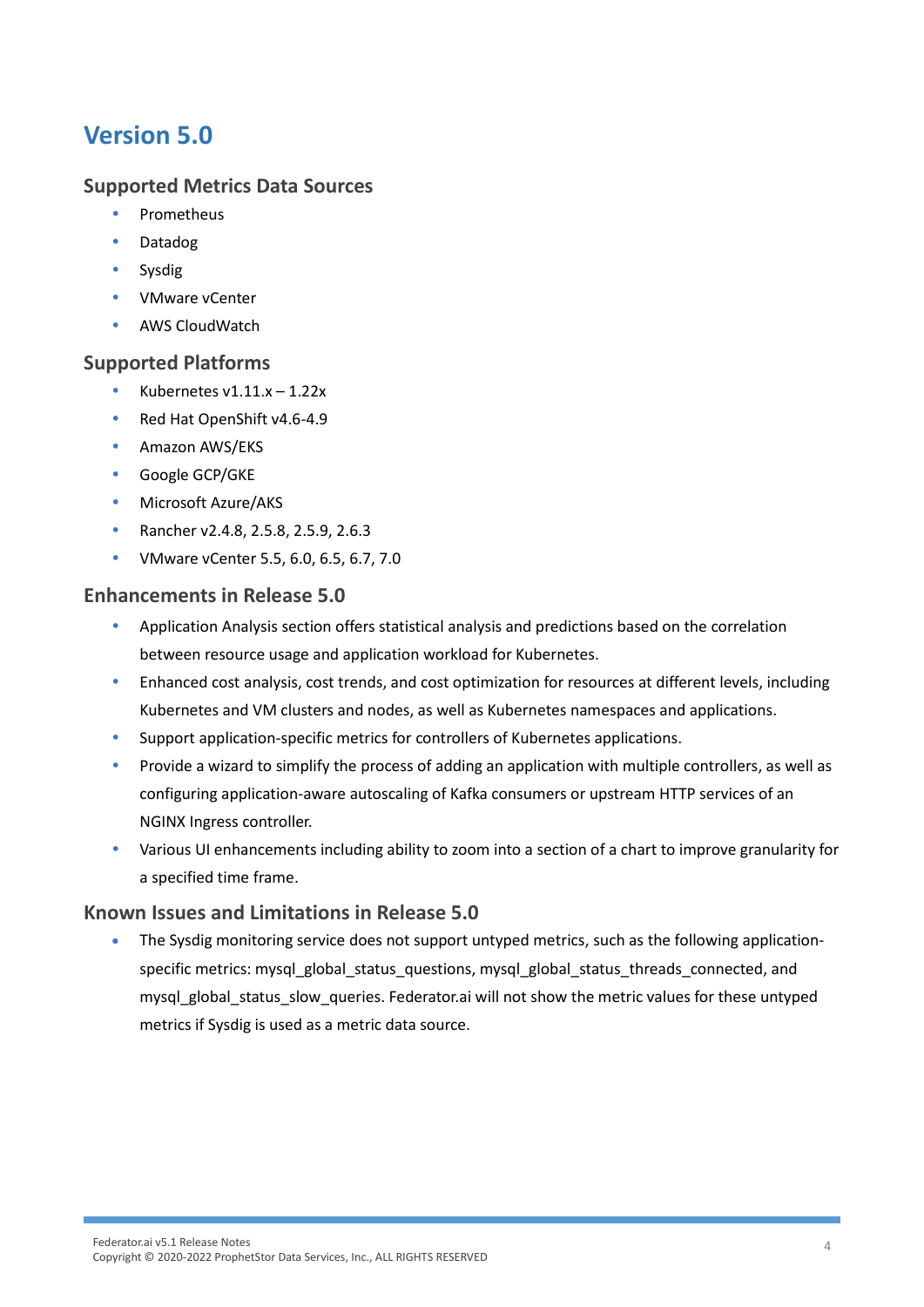# Version 5.0

## Supported Metrics Data Sources

- Prometheus
- Datadog
- Sysdig
- VMware vCenter
- AWS CloudWatch

## Supported Platforms

- Kubernetes v1.11.x – 1.22x
- Red Hat OpenShift v4.6-4.9
- Amazon AWS/EKS
- Google GCP/GKE
- Microsoft Azure/AKS
- Rancher v2.4.8, 2.5.8, 2.5.9, 2.6.3
- VMware vCenter 5.5, 6.0, 6.5, 6.7, 7.0

## Enhancements in Release 5.0

- Application Analysis section offers statistical analysis and predictions based on the correlation between resource usage and application workload for Kubernetes.
- Enhanced cost analysis, cost trends, and cost optimization for resources at different levels, including Kubernetes and VM clusters and nodes, as well as Kubernetes namespaces and applications.
- Support application-specific metrics for controllers of Kubernetes applications.
- Provide a wizard to simplify the process of adding an application with multiple controllers, as well as configuring application-aware autoscaling of Kafka consumers or upstream HTTP services of an NGINX Ingress controller.
- Various UI enhancements including ability to zoom into a section of a chart to improve granularity for a specified time frame.

## Known Issues and Limitations in Release 5.0

- The Sysdig monitoring service does not support untyped metrics, such as the following application-specific metrics: mysql_global_status_questions, mysql_global_status_threads_connected, and mysql_global_status_slow_queries. Federator.ai will not show the metric values for these untyped metrics if Sysdig is used as a metric data source.